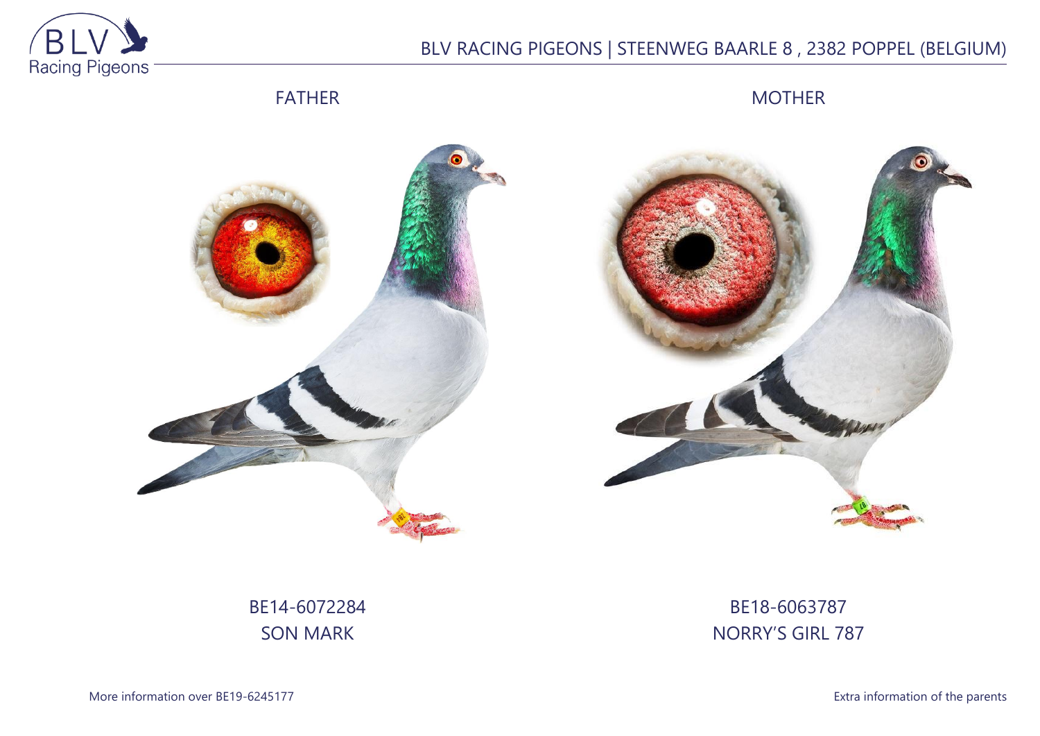BLV RACING PIGEONS | STEENWEG BAARLE 8 , 2382 POPPEL (BELGIUM)

FATHER

MOTHER

BE14-6072284
SON MARK

BE18-6063787
NORRY'S GIRL 787

More information over BE19-6245177

Extra information of the parents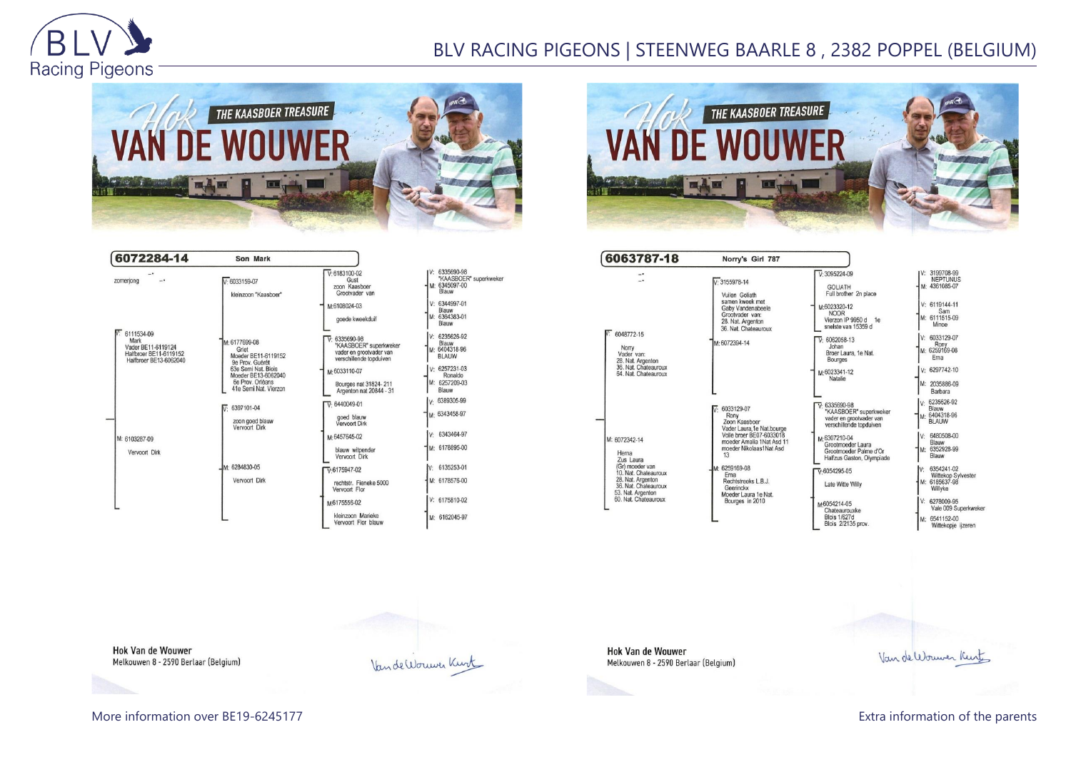## Hok VAN DE WOUWER — THE KAASBOER TREASURE

### 6072284-14 — Son Mark

zomerjong

V: 6111534-09
Mark
Vader BE11-6119124
Halfbroer BE11-6119152
Halfbroer BE13-6062040

V: 6033159-07
kleinzoon "Kaasboer"

V: 6183100-02
Gust
zoon Kaasboer
Grootvader van

V: 6335690-98
"KAASBOER" superkweker
M: 6345097-00
Blauw

M: 6108024-03
goede kweekduif

V: 6344997-01
Blauw
M: 6364383-01
Blauw

M: 6177699-08
Griet
Moeder BE11-6119152
9e Prov. Guéret
63e Semi Nat. Blois
Moeder BE13-6062040
6e Prov. Orléans
41e Semi Nat. Vierzon

V: 6335690-98
"KAASBOER" superkweker
vader en grootvader van
verschillende topduiven

V: 6235626-92
Blauw
M: 6404318-96
BLAUW

M: 6033110-07
Bourges nat 31824- 211
Argenton nat 20844 - 31

V: 6257231-03
Ronaldo
M: 6257209-03
Blauw

M: 6103267-09
Vervoort Dirk

V: 6397101-04
zoon goed blauw
Vervoort Dirk

V: 6440049-01
goed blauw
Vervoort Dirk

V: 6389305-99
M: 6343458-97

M: 6457645-02
blauw witpender
Vervoort Dirk

V: 6343464-97
M: 6178895-00

M: 6284830-05
Vervoort Dirk

V: 6175947-02
rechtstr. Fieneke 5000
Vervoort Flor

V: 6135253-01
M: 6178576-00

M: 6175556-02
kleinzoon Marieke
Vervoort Flor blauw

V: 6175810-02
M: 6162045-97

Hok Van de Wouwer
Melkouwen 8 - 2590 Berlaar (Belgium)

### 6063787-18 — Norry's Girl 787

V: 6048772-15
Norry
Vader van:
28. Nat. Argenton
36. Nat. Chateauroux
64. Nat. Chateauroux

V: 3155978-14
Vuilen Goliath
samen kweek met
Gaby Vandenabeele
Grootvader van:
28. Nat. Argenton
36. Nat. Chateauroux

V: 3095224-09
GOLIATH
Full brother 2n place

V: 3199708-99
NEPTUNUS
M: 4361085-07

M: 6023320-12
NOOR
Vierzon IP 9950 d 1e
snelste van 15359 d

V: 6119144-11
Sam
M: 6111615-09
Minoe

M: 6072394-14

V: 6062058-13
Johan
Broer Laura, 1e Nat.
Bourges

V: 6033129-07
Rony
M: 6259169-08
Erna

M: 6023341-12
Natalie

V: 6297742-10
M: 2035886-09
Barbara

M: 6072342-14
Hema
Zus Laura
(Gr) moeder van
10. Nat. Chateauroux
28. Nat. Argenton
36. Nat. Chateauroux
53. Nat. Argenton
60. Nat. Chateauroux

V: 6033129-07
Rony
Zoon Kaasboer
Vader Laura,1e Nat.bourge
Volle broer BE07-6033018
moeder Amalia 1Nat Asd 11
moeder Nikolaas1Nat Asd 13

V: 6335690-98
"KAASBOER" superkweker
vader en grootvader van
verschillende topduiven

V: 6235626-92
Blauw
M: 6404318-96
BLAUW

M: 6307210-04
Grootmoeder Laura
Grootmoeder Palme d'Or
Halfzus Gaston, Olympiade

V: 6480508-00
Blauw
M: 6352928-99
Blauw

M: 6259169-08
Erna
Rechtstreeks L.B.J.
Geerinckx
Moeder Laura 1e Nat.
Bourges in 2010

V: 6054295-05
Late Witte Willy

V: 6354241-02
Witkop Sylvester
M: 6185637-98
Willyke

M: 6054214-05
Chateaurouxke
Blois 1/627d
Blois 2/2135 prov.

V: 6278009-95
Vale 009 Superkweker
M: 6541152-00
Witkopje ijzeren

Hok Van de Wouwer
Melkouwen 8 - 2590 Berlaar (Belgium)

More information over BE19-6245177

Extra information of the parents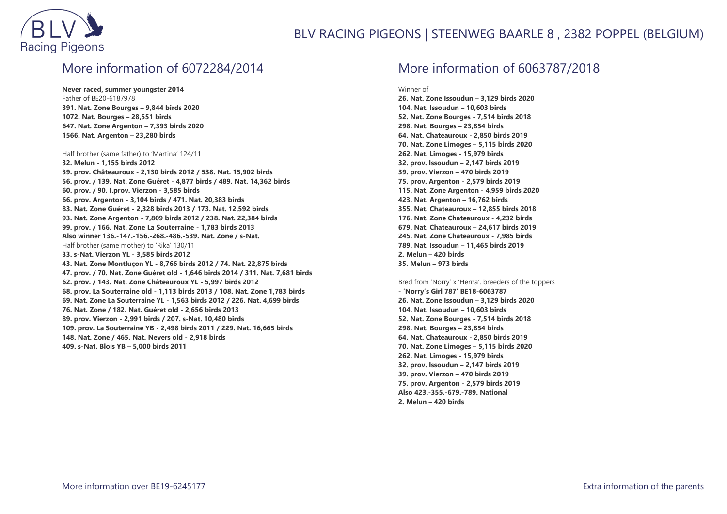## More information of 6072284/2014

**Never raced, summer youngster 2014**
Father of BE20-6187978
**391. Nat. Zone Bourges – 9,844 birds 2020**
**1072. Nat. Bourges – 28,551 birds**
**647. Nat. Zone Argenton – 7,393 birds 2020**
**1566. Nat. Argenton – 23,280 birds**

Half brother (same father) to 'Martina' 124/11
**32. Melun - 1,155 birds 2012**
**39. prov. Châteauroux - 2,130 birds 2012 / 538. Nat. 15,902 birds**
**56. prov. / 139. Nat. Zone Guéret - 4,877 birds / 489. Nat. 14,362 birds**
**60. prov. / 90. I.prov. Vierzon - 3,585 birds**
**66. prov. Argenton - 3,104 birds / 471. Nat. 20,383 birds**
**83. Nat. Zone Guéret - 2,328 birds 2013 / 173. Nat. 12,592 birds**
**93. Nat. Zone Argenton - 7,809 birds 2012 / 238. Nat. 22,384 birds**
**99. prov. / 166. Nat. Zone La Souterraine - 1,783 birds 2013**
**Also winner 136.-147.-156.-268.-486.-539. Nat. Zone / s-Nat.**
Half brother (same mother) to 'Rika' 130/11
**33. s-Nat. Vierzon YL - 3,585 birds 2012**
**43. Nat. Zone Montluçon YL - 8,766 birds 2012 / 74. Nat. 22,875 birds**
**47. prov. / 70. Nat. Zone Guéret old - 1,646 birds 2014 / 311. Nat. 7,681 birds**
**62. prov. / 143. Nat. Zone Châteauroux YL - 5,997 birds 2012**
**68. prov. La Souterraine old - 1,113 birds 2013 / 108. Nat. Zone 1,783 birds**
**69. Nat. Zone La Souterraine YL - 1,563 birds 2012 / 226. Nat. 4,699 birds**
**76. Nat. Zone / 182. Nat. Guéret old - 2,656 birds 2013**
**89. prov. Vierzon - 2,991 birds / 207. s-Nat. 10,480 birds**
**109. prov. La Souterraine YB - 2,498 birds 2011 / 229. Nat. 16,665 birds**
**148. Nat. Zone / 465. Nat. Nevers old - 2,918 birds**
**409. s-Nat. Blois YB – 5,000 birds 2011**

## More information of 6063787/2018

Winner of
**26. Nat. Zone Issoudun – 3,129 birds 2020**
**104. Nat. Issoudun – 10,603 birds**
**52. Nat. Zone Bourges - 7,514 birds 2018**
**298. Nat. Bourges – 23,854 birds**
**64. Nat. Chateauroux - 2,850 birds 2019**
**70. Nat. Zone Limoges – 5,115 birds 2020**
**262. Nat. Limoges - 15,979 birds**
**32. prov. Issoudun – 2,147 birds 2019**
**39. prov. Vierzon – 470 birds 2019**
**75. prov. Argenton - 2,579 birds 2019**
**115. Nat. Zone Argenton – 4,959 birds 2020**
**423. Nat. Argenton – 16,762 birds**
**355. Nat. Chateauroux – 12,855 birds 2018**
**176. Nat. Zone Chateauroux - 4,232 birds**
**679. Nat. Chateauroux – 24,617 birds 2019**
**245. Nat. Zone Chateauroux - 7,985 birds**
**789. Nat. Issoudun – 11,465 birds 2019**
**2. Melun – 420 birds**
**35. Melun – 973 birds**

Bred from 'Norry' x 'Herna', breeders of the toppers
**- 'Norry's Girl 787' BE18-6063787**
**26. Nat. Zone Issoudun – 3,129 birds 2020**
**104. Nat. Issoudun – 10,603 birds**
**52. Nat. Zone Bourges - 7,514 birds 2018**
**298. Nat. Bourges – 23,854 birds**
**64. Nat. Chateauroux - 2,850 birds 2019**
**70. Nat. Zone Limoges – 5,115 birds 2020**
**262. Nat. Limoges - 15,979 birds**
**32. prov. Issoudun – 2,147 birds 2019**
**39. prov. Vierzon – 470 birds 2019**
**75. prov. Argenton - 2,579 birds 2019**
**Also 423.-355.-679.-789. National**
**2. Melun – 420 birds**

More information over BE19-6245177

Extra information of the parents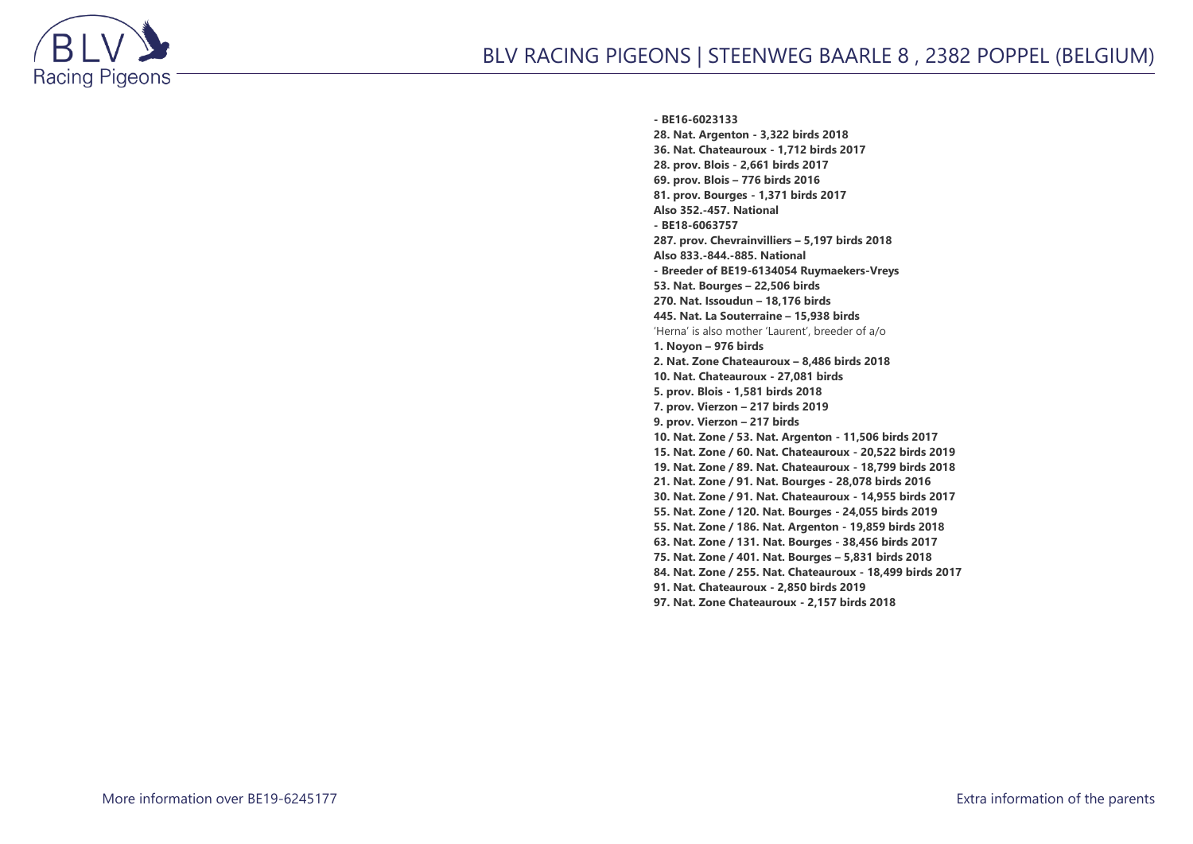**- BE16-6023133**
**28. Nat. Argenton - 3,322 birds 2018**
**36. Nat. Chateauroux - 1,712 birds 2017**
**28. prov. Blois - 2,661 birds 2017**
**69. prov. Blois – 776 birds 2016**
**81. prov. Bourges - 1,371 birds 2017**
**Also 352.-457. National**
**- BE18-6063757**
**287. prov. Chevrainvilliers – 5,197 birds 2018**
**Also 833.-844.-885. National**
**- Breeder of BE19-6134054 Ruymaekers-Vreys**
**53. Nat. Bourges – 22,506 birds**
**270. Nat. Issoudun – 18,176 birds**
**445. Nat. La Souterraine – 15,938 birds**
'Herna' is also mother 'Laurent', breeder of a/o
**1. Noyon – 976 birds**
**2. Nat. Zone Chateauroux – 8,486 birds 2018**
**10. Nat. Chateauroux - 27,081 birds**
**5. prov. Blois - 1,581 birds 2018**
**7. prov. Vierzon – 217 birds 2019**
**9. prov. Vierzon – 217 birds**
**10. Nat. Zone / 53. Nat. Argenton - 11,506 birds 2017**
**15. Nat. Zone / 60. Nat. Chateauroux - 20,522 birds 2019**
**19. Nat. Zone / 89. Nat. Chateauroux - 18,799 birds 2018**
**21. Nat. Zone / 91. Nat. Bourges - 28,078 birds 2016**
**30. Nat. Zone / 91. Nat. Chateauroux - 14,955 birds 2017**
**55. Nat. Zone / 120. Nat. Bourges - 24,055 birds 2019**
**55. Nat. Zone / 186. Nat. Argenton - 19,859 birds 2018**
**63. Nat. Zone / 131. Nat. Bourges - 38,456 birds 2017**
**75. Nat. Zone / 401. Nat. Bourges – 5,831 birds 2018**
**84. Nat. Zone / 255. Nat. Chateauroux - 18,499 birds 2017**
**91. Nat. Chateauroux - 2,850 birds 2019**
**97. Nat. Zone Chateauroux - 2,157 birds 2018**